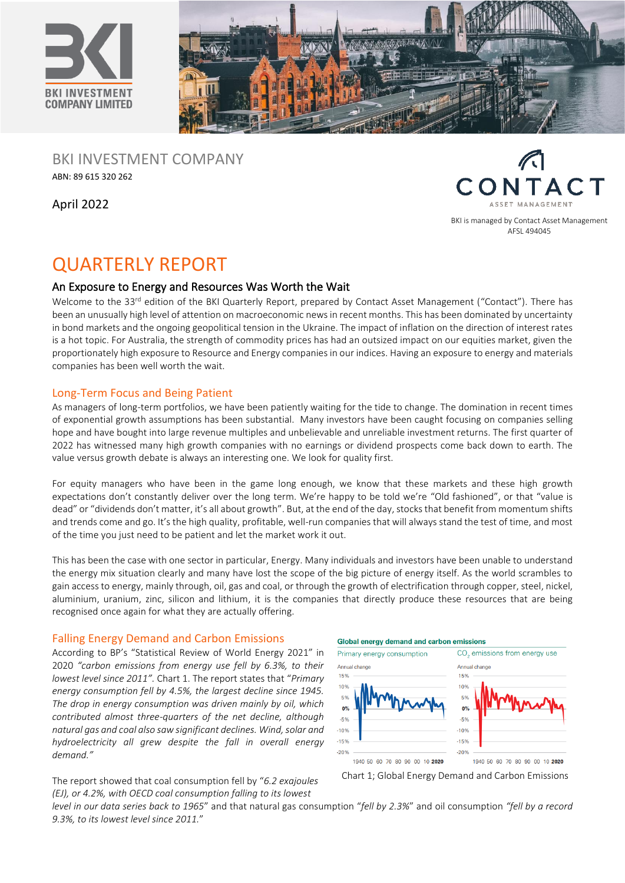BKI INVESTMENT COMPANY LIMITED

BKI INVESTMENT COMPANY

ABN: 89 615 320 262

April 2022

CONTACT ASSET MANAGEMENT

BKI is managed by Contact Asset Management AFSL 494045

# QUARTERLY REPORT

## An Exposure to Energy and Resources Was Worth the Wait

Welcome to the 33rd edition of the BKI Quarterly Report, prepared by Contact Asset Management ("Contact"). There has been an unusually high level of attention on macroeconomic news in recent months. This has been dominated by uncertainty in bond markets and the ongoing geopolitical tension in the Ukraine. The impact of inflation on the direction of interest rates is a hot topic. For Australia, the strength of commodity prices has had an outsized impact on our equities market, given the proportionately high exposure to Resource and Energy companies in our indices. Having an exposure to energy and materials companies has been well worth the wait.

## Long-Term Focus and Being Patient

As managers of long-term portfolios, we have been patiently waiting for the tide to change. The domination in recent times of exponential growth assumptions has been substantial. Many investors have been caught focusing on companies selling hope and have bought into large revenue multiples and unbelievable and unreliable investment returns. The first quarter of 2022 has witnessed many high growth companies with no earnings or dividend prospects come back down to earth. The value versus growth debate is always an interesting one. We look for quality first.

For equity managers who have been in the game long enough, we know that these markets and these high growth expectations don't constantly deliver over the long term. We're happy to be told we're "Old fashioned", or that "value is dead" or "dividends don't matter, it's all about growth". But, at the end of the day, stocks that benefit from momentum shifts and trends come and go. It's the high quality, profitable, well-run companies that will always stand the test of time, and most of the time you just need to be patient and let the market work it out.

This has been the case with one sector in particular, Energy. Many individuals and investors have been unable to understand the energy mix situation clearly and many have lost the scope of the big picture of energy itself. As the world scrambles to gain access to energy, mainly through, oil, gas and coal, or through the growth of electrification through copper, steel, nickel, aluminium, uranium, zinc, silicon and lithium, it is the companies that directly produce these resources that are being recognised once again for what they are actually offering.

## Falling Energy Demand and Carbon Emissions

According to BP's "Statistical Review of World Energy 2021" in 2020 *"carbon emissions from energy use fell by 6.3%, to their lowest level since 2011"*. Chart 1. The report states that *"Primary energy consumption fell by 4.5%, the largest decline since 1945. The drop in energy consumption was driven mainly by oil, which contributed almost three-quarters of the net decline, although natural gas and coal also saw significant declines. Wind, solar and hydroelectricity all grew despite the fall in overall energy demand."*

Chart 1; Global Energy Demand and Carbon Emissions

The report showed that coal consumption fell by "*6.2 exajoules (EJ), or 4.2%, with OECD coal consumption falling to its lowest level in our data series back to 1965*" and that natural gas consumption "*fell by 2.3%*" and oil consumption *"fell by a record 9.3%, to its lowest level since 2011."*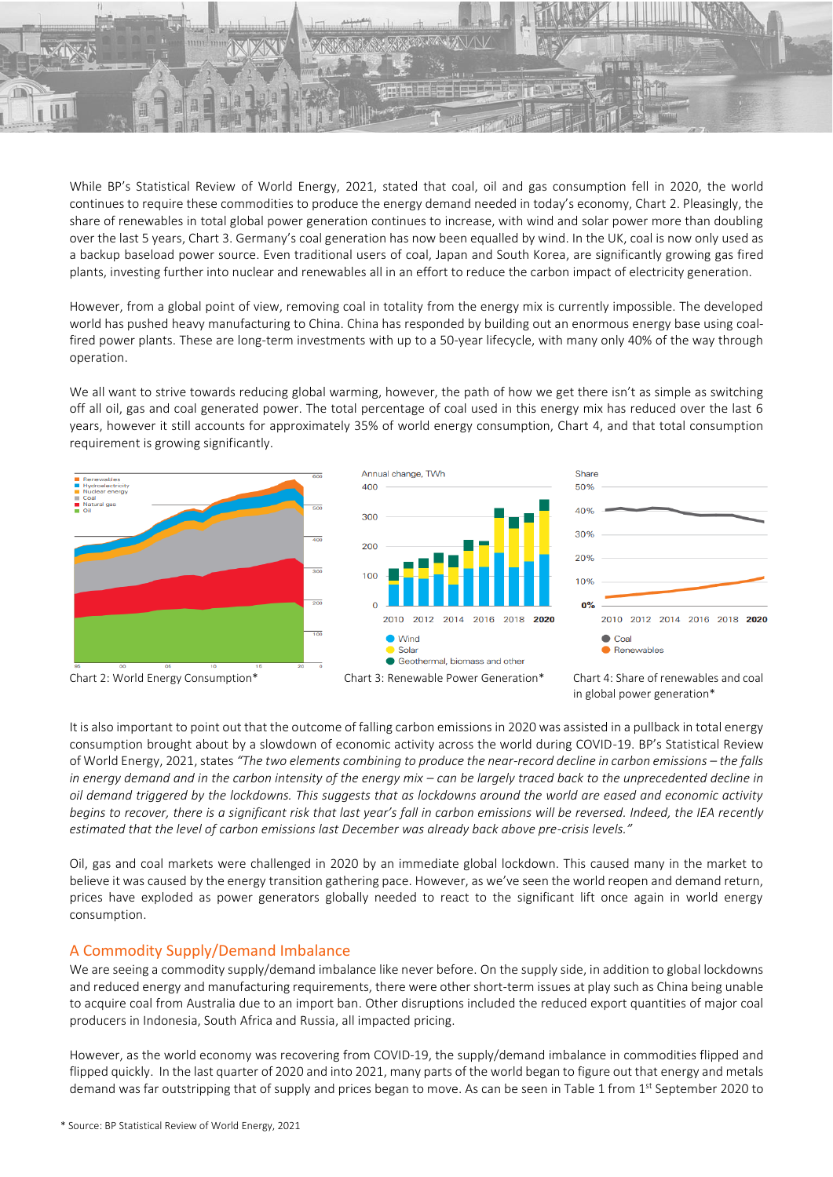While BP's Statistical Review of World Energy, 2021, stated that coal, oil and gas consumption fell in 2020, the world continues to require these commodities to produce the energy demand needed in today's economy, Chart 2. Pleasingly, the share of renewables in total global power generation continues to increase, with wind and solar power more than doubling over the last 5 years, Chart 3. Germany's coal generation has now been equalled by wind. In the UK, coal is now only used as a backup baseload power source. Even traditional users of coal, Japan and South Korea, are significantly growing gas fired plants, investing further into nuclear and renewables all in an effort to reduce the carbon impact of electricity generation.

However, from a global point of view, removing coal in totality from the energy mix is currently impossible. The developed world has pushed heavy manufacturing to China. China has responded by building out an enormous energy base using coal-fired power plants. These are long-term investments with up to a 50-year lifecycle, with many only 40% of the way through operation.

We all want to strive towards reducing global warming, however, the path of how we get there isn't as simple as switching off all oil, gas and coal generated power. The total percentage of coal used in this energy mix has reduced over the last 6 years, however it still accounts for approximately 35% of world energy consumption, Chart 4, and that total consumption requirement is growing significantly.

Chart 2: World Energy Consumption*

Chart 3: Renewable Power Generation*

Chart 4: Share of renewables and coal in global power generation*

It is also important to point out that the outcome of falling carbon emissions in 2020 was assisted in a pullback in total energy consumption brought about by a slowdown of economic activity across the world during COVID-19. BP's Statistical Review of World Energy, 2021, states *"The two elements combining to produce the near-record decline in carbon emissions – the falls in energy demand and in the carbon intensity of the energy mix – can be largely traced back to the unprecedented decline in oil demand triggered by the lockdowns. This suggests that as lockdowns around the world are eased and economic activity begins to recover, there is a significant risk that last year's fall in carbon emissions will be reversed. Indeed, the IEA recently estimated that the level of carbon emissions last December was already back above pre-crisis levels."*

Oil, gas and coal markets were challenged in 2020 by an immediate global lockdown. This caused many in the market to believe it was caused by the energy transition gathering pace. However, as we've seen the world reopen and demand return, prices have exploded as power generators globally needed to react to the significant lift once again in world energy consumption.

## A Commodity Supply/Demand Imbalance

We are seeing a commodity supply/demand imbalance like never before. On the supply side, in addition to global lockdowns and reduced energy and manufacturing requirements, there were other short-term issues at play such as China being unable to acquire coal from Australia due to an import ban. Other disruptions included the reduced export quantities of major coal producers in Indonesia, South Africa and Russia, all impacted pricing.

However, as the world economy was recovering from COVID-19, the supply/demand imbalance in commodities flipped and flipped quickly. In the last quarter of 2020 and into 2021, many parts of the world began to figure out that energy and metals demand was far outstripping that of supply and prices began to move. As can be seen in Table 1 from 1st September 2020 to

* Source: BP Statistical Review of World Energy, 2021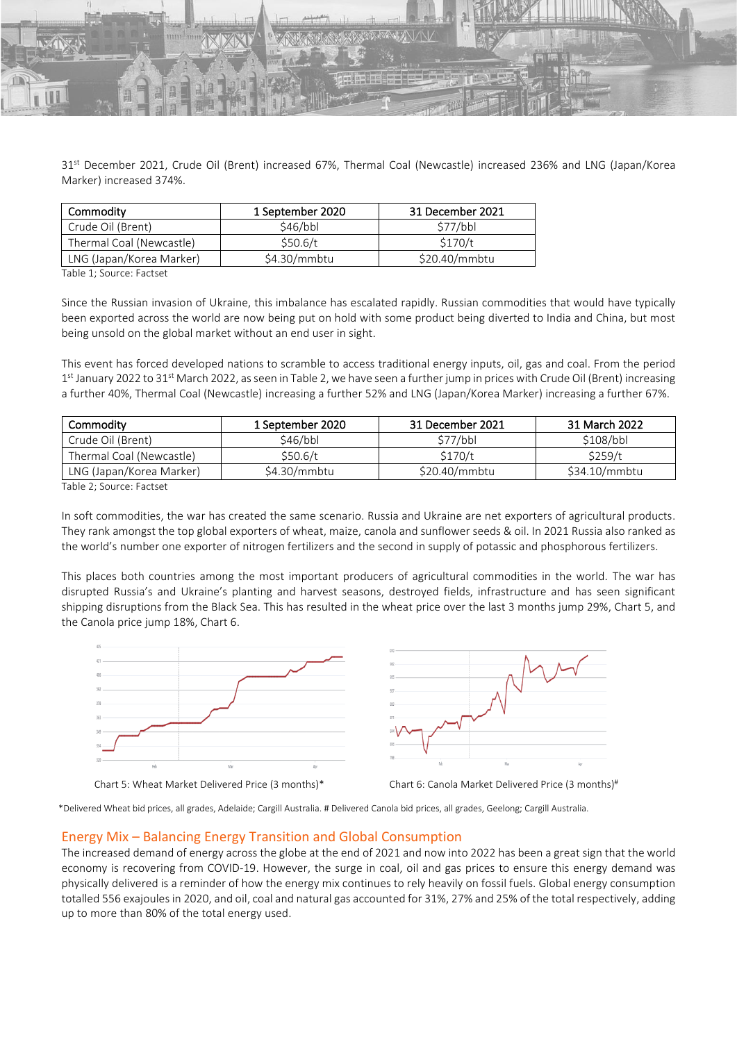31st December 2021, Crude Oil (Brent) increased 67%, Thermal Coal (Newcastle) increased 236% and LNG (Japan/Korea Marker) increased 374%.

| Commodity | 1 September 2020 | 31 December 2021 |
|---|---|---|
| Crude Oil (Brent) | $46/bbl | $77/bbl |
| Thermal Coal (Newcastle) | $50.6/t | $170/t |
| LNG (Japan/Korea Marker) | $4.30/mmbtu | $20.40/mmbtu |

Table 1; Source: Factset

Since the Russian invasion of Ukraine, this imbalance has escalated rapidly. Russian commodities that would have typically been exported across the world are now being put on hold with some product being diverted to India and China, but most being unsold on the global market without an end user in sight.

This event has forced developed nations to scramble to access traditional energy inputs, oil, gas and coal. From the period 1st January 2022 to 31st March 2022, as seen in Table 2, we have seen a further jump in prices with Crude Oil (Brent) increasing a further 40%, Thermal Coal (Newcastle) increasing a further 52% and LNG (Japan/Korea Marker) increasing a further 67%.

| Commodity | 1 September 2020 | 31 December 2021 | 31 March 2022 |
|---|---|---|---|
| Crude Oil (Brent) | $46/bbl | $77/bbl | $108/bbl |
| Thermal Coal (Newcastle) | $50.6/t | $170/t | $259/t |
| LNG (Japan/Korea Marker) | $4.30/mmbtu | $20.40/mmbtu | $34.10/mmbtu |

Table 2; Source: Factset

In soft commodities, the war has created the same scenario. Russia and Ukraine are net exporters of agricultural products. They rank amongst the top global exporters of wheat, maize, canola and sunflower seeds & oil. In 2021 Russia also ranked as the world's number one exporter of nitrogen fertilizers and the second in supply of potassic and phosphorous fertilizers.

This places both countries among the most important producers of agricultural commodities in the world. The war has disrupted Russia's and Ukraine's planting and harvest seasons, destroyed fields, infrastructure and has seen significant shipping disruptions from the Black Sea. This has resulted in the wheat price over the last 3 months jump 29%, Chart 5, and the Canola price jump 18%, Chart 6.

Chart 5: Wheat Market Delivered Price (3 months)*

Chart 6: Canola Market Delivered Price (3 months)#

*Delivered Wheat bid prices, all grades, Adelaide; Cargill Australia. # Delivered Canola bid prices, all grades, Geelong; Cargill Australia.

## Energy Mix – Balancing Energy Transition and Global Consumption

The increased demand of energy across the globe at the end of 2021 and now into 2022 has been a great sign that the world economy is recovering from COVID-19. However, the surge in coal, oil and gas prices to ensure this energy demand was physically delivered is a reminder of how the energy mix continues to rely heavily on fossil fuels. Global energy consumption totalled 556 exajoules in 2020, and oil, coal and natural gas accounted for 31%, 27% and 25% of the total respectively, adding up to more than 80% of the total energy used.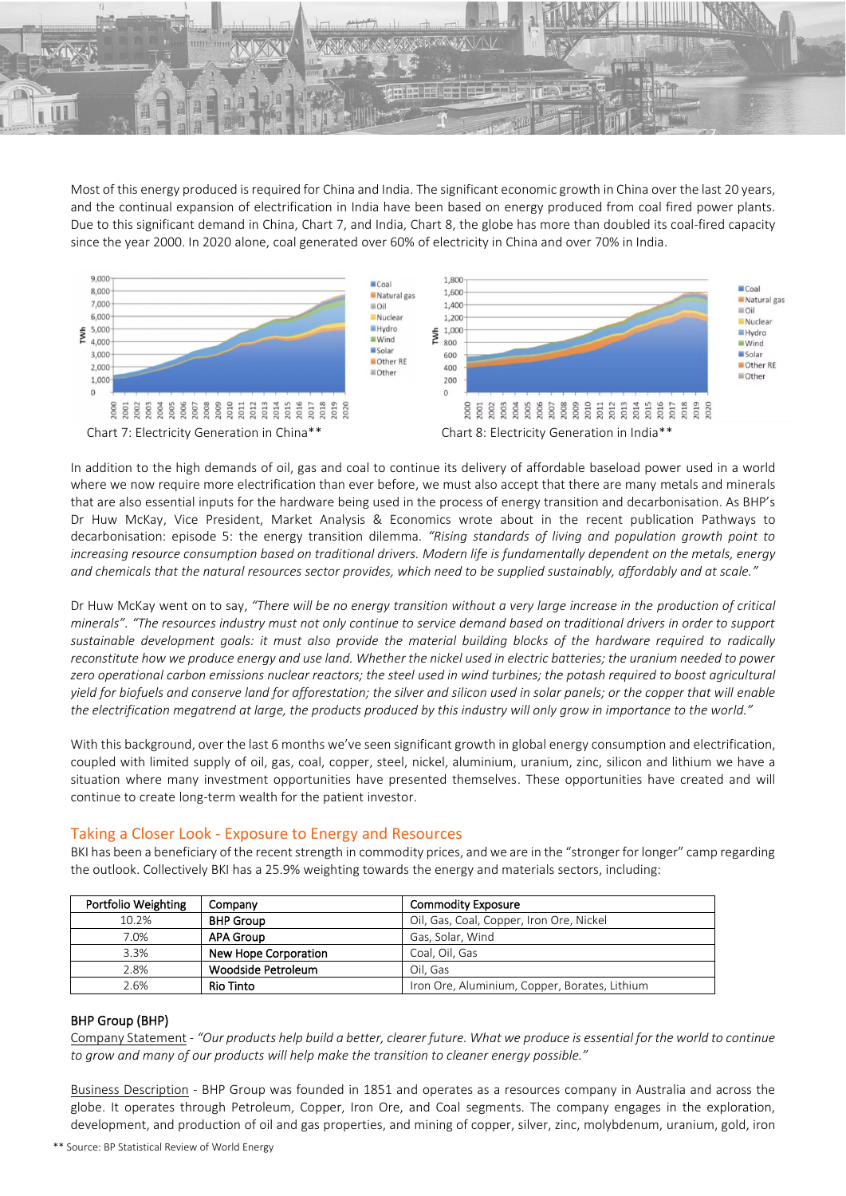Most of this energy produced is required for China and India. The significant economic growth in China over the last 20 years, and the continual expansion of electrification in India have been based on energy produced from coal fired power plants. Due to this significant demand in China, Chart 7, and India, Chart 8, the globe has more than doubled its coal-fired capacity since the year 2000. In 2020 alone, coal generated over 60% of electricity in China and over 70% in India.

Chart 7: Electricity Generation in China**

Chart 8: Electricity Generation in India**

In addition to the high demands of oil, gas and coal to continue its delivery of affordable baseload power used in a world where we now require more electrification than ever before, we must also accept that there are many metals and minerals that are also essential inputs for the hardware being used in the process of energy transition and decarbonisation. As BHP's Dr Huw McKay, Vice President, Market Analysis & Economics wrote about in the recent publication Pathways to decarbonisation: episode 5: the energy transition dilemma. *"Rising standards of living and population growth point to increasing resource consumption based on traditional drivers. Modern life is fundamentally dependent on the metals, energy and chemicals that the natural resources sector provides, which need to be supplied sustainably, affordably and at scale."*

Dr Huw McKay went on to say, *"There will be no energy transition without a very large increase in the production of critical minerals". "The resources industry must not only continue to service demand based on traditional drivers in order to support sustainable development goals: it must also provide the material building blocks of the hardware required to radically reconstitute how we produce energy and use land. Whether the nickel used in electric batteries; the uranium needed to power zero operational carbon emissions nuclear reactors; the steel used in wind turbines; the potash required to boost agricultural yield for biofuels and conserve land for afforestation; the silver and silicon used in solar panels; or the copper that will enable the electrification megatrend at large, the products produced by this industry will only grow in importance to the world."*

With this background, over the last 6 months we've seen significant growth in global energy consumption and electrification, coupled with limited supply of oil, gas, coal, copper, steel, nickel, aluminium, uranium, zinc, silicon and lithium we have a situation where many investment opportunities have presented themselves. These opportunities have created and will continue to create long-term wealth for the patient investor.

## Taking a Closer Look - Exposure to Energy and Resources

BKI has been a beneficiary of the recent strength in commodity prices, and we are in the "stronger for longer" camp regarding the outlook. Collectively BKI has a 25.9% weighting towards the energy and materials sectors, including:

| Portfolio Weighting | Company | Commodity Exposure |
|---|---|---|
| 10.2% | BHP Group | Oil, Gas, Coal, Copper, Iron Ore, Nickel |
| 7.0% | APA Group | Gas, Solar, Wind |
| 3.3% | New Hope Corporation | Coal, Oil, Gas |
| 2.8% | Woodside Petroleum | Oil, Gas |
| 2.6% | Rio Tinto | Iron Ore, Aluminium, Copper, Borates, Lithium |

### BHP Group (BHP)

Company Statement - *"Our products help build a better, clearer future. What we produce is essential for the world to continue to grow and many of our products will help make the transition to cleaner energy possible."*

Business Description - BHP Group was founded in 1851 and operates as a resources company in Australia and across the globe. It operates through Petroleum, Copper, Iron Ore, and Coal segments. The company engages in the exploration, development, and production of oil and gas properties, and mining of copper, silver, zinc, molybdenum, uranium, gold, iron

** Source: BP Statistical Review of World Energy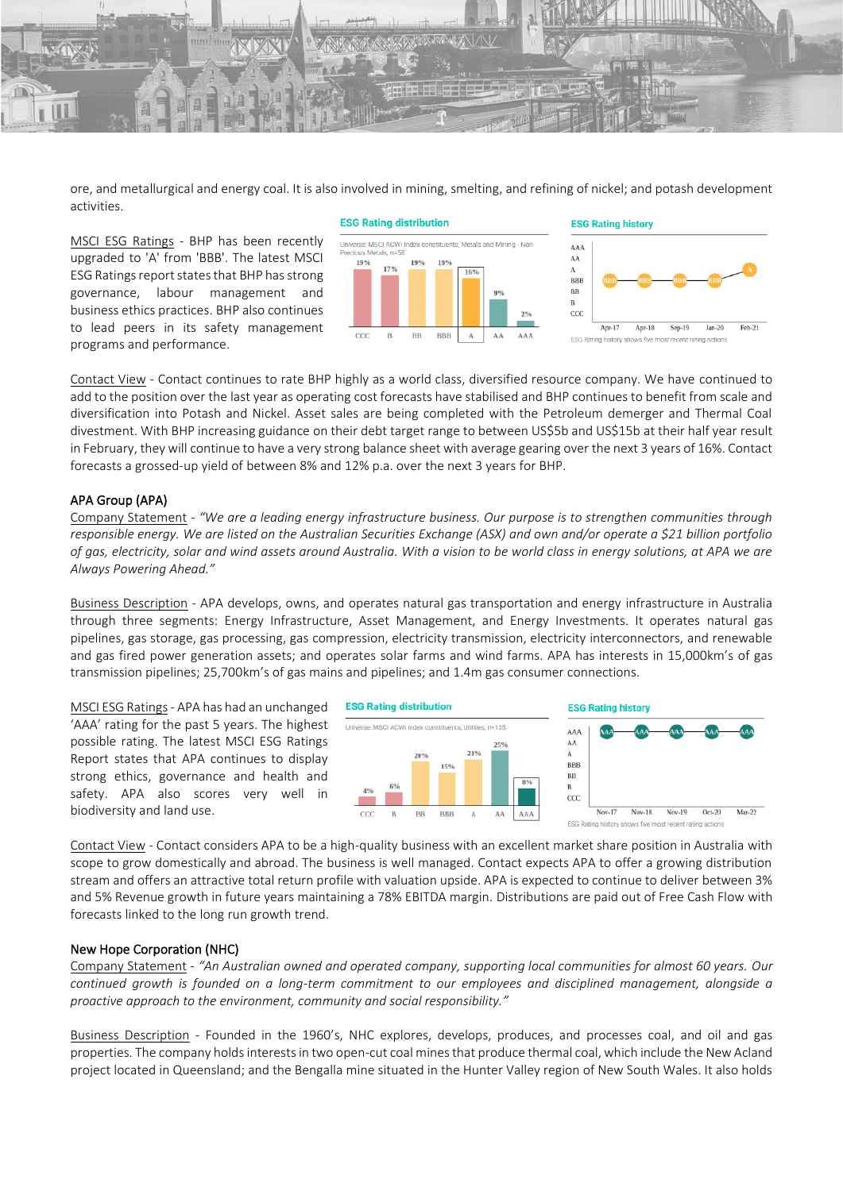ore, and metallurgical and energy coal. It is also involved in mining, smelting, and refining of nickel; and potash development activities.

MSCI ESG Ratings - BHP has been recently upgraded to 'A' from 'BBB'. The latest MSCI ESG Ratings report states that BHP has strong governance, labour management and business ethics practices. BHP also continues to lead peers in its safety management programs and performance.

**ESG Rating distribution**

Universe: MSCI ACWI Index constituents, Metals and Mining - Non-Precious Metals, n=58

| CCC | B | BB | BBB | A | AA | AAA |
|---|---|---|---|---|---|---|
| 19% | 17% | 19% | 19% | 16% | 9% | 2% |

**ESG Rating history**

| Apr-17 | Apr-18 | Sep-19 | Jan-20 | Feb-21 |
|---|---|---|---|---|
| BBB | BBB | BBB | BBB | A |

ESG Rating history shows five most recent rating actions

Contact View - Contact continues to rate BHP highly as a world class, diversified resource company. We have continued to add to the position over the last year as operating cost forecasts have stabilised and BHP continues to benefit from scale and diversification into Potash and Nickel. Asset sales are being completed with the Petroleum demerger and Thermal Coal divestment. With BHP increasing guidance on their debt target range to between US$5b and US$15b at their half year result in February, they will continue to have a very strong balance sheet with average gearing over the next 3 years of 16%. Contact forecasts a grossed-up yield of between 8% and 12% p.a. over the next 3 years for BHP.

## APA Group (APA)

Company Statement - *"We are a leading energy infrastructure business. Our purpose is to strengthen communities through responsible energy. We are listed on the Australian Securities Exchange (ASX) and own and/or operate a $21 billion portfolio of gas, electricity, solar and wind assets around Australia. With a vision to be world class in energy solutions, at APA we are Always Powering Ahead."*

Business Description - APA develops, owns, and operates natural gas transportation and energy infrastructure in Australia through three segments: Energy Infrastructure, Asset Management, and Energy Investments. It operates natural gas pipelines, gas storage, gas processing, gas compression, electricity transmission, electricity interconnectors, and renewable and gas fired power generation assets; and operates solar farms and wind farms. APA has interests in 15,000km's of gas transmission pipelines; 25,700km's of gas mains and pipelines; and 1.4m gas consumer connections.

MSCI ESG Ratings - APA has had an unchanged 'AAA' rating for the past 5 years. The highest possible rating. The latest MSCI ESG Ratings Report states that APA continues to display strong ethics, governance and health and safety. APA also scores very well in biodiversity and land use.

**ESG Rating distribution**

Universe: MSCI ACWI Index constituents, Utilities, n=135

| CCC | B | BB | BBB | A | AA | AAA |
|---|---|---|---|---|---|---|
| 4% | 6% | 20% | 15% | 21% | 25% | 8% |

**ESG Rating history**

| Nov-17 | Nov-18 | Nov-19 | Oct-20 | Mar-22 |
|---|---|---|---|---|
| AAA | AAA | AAA | AAA | AAA |

ESG Rating history shows five most recent rating actions

Contact View - Contact considers APA to be a high-quality business with an excellent market share position in Australia with scope to grow domestically and abroad. The business is well managed. Contact expects APA to offer a growing distribution stream and offers an attractive total return profile with valuation upside. APA is expected to continue to deliver between 3% and 5% Revenue growth in future years maintaining a 78% EBITDA margin. Distributions are paid out of Free Cash Flow with forecasts linked to the long run growth trend.

## New Hope Corporation (NHC)

Company Statement - *"An Australian owned and operated company, supporting local communities for almost 60 years. Our continued growth is founded on a long-term commitment to our employees and disciplined management, alongside a proactive approach to the environment, community and social responsibility."*

Business Description - Founded in the 1960's, NHC explores, develops, produces, and processes coal, and oil and gas properties. The company holds interests in two open-cut coal mines that produce thermal coal, which include the New Acland project located in Queensland; and the Bengalla mine situated in the Hunter Valley region of New South Wales. It also holds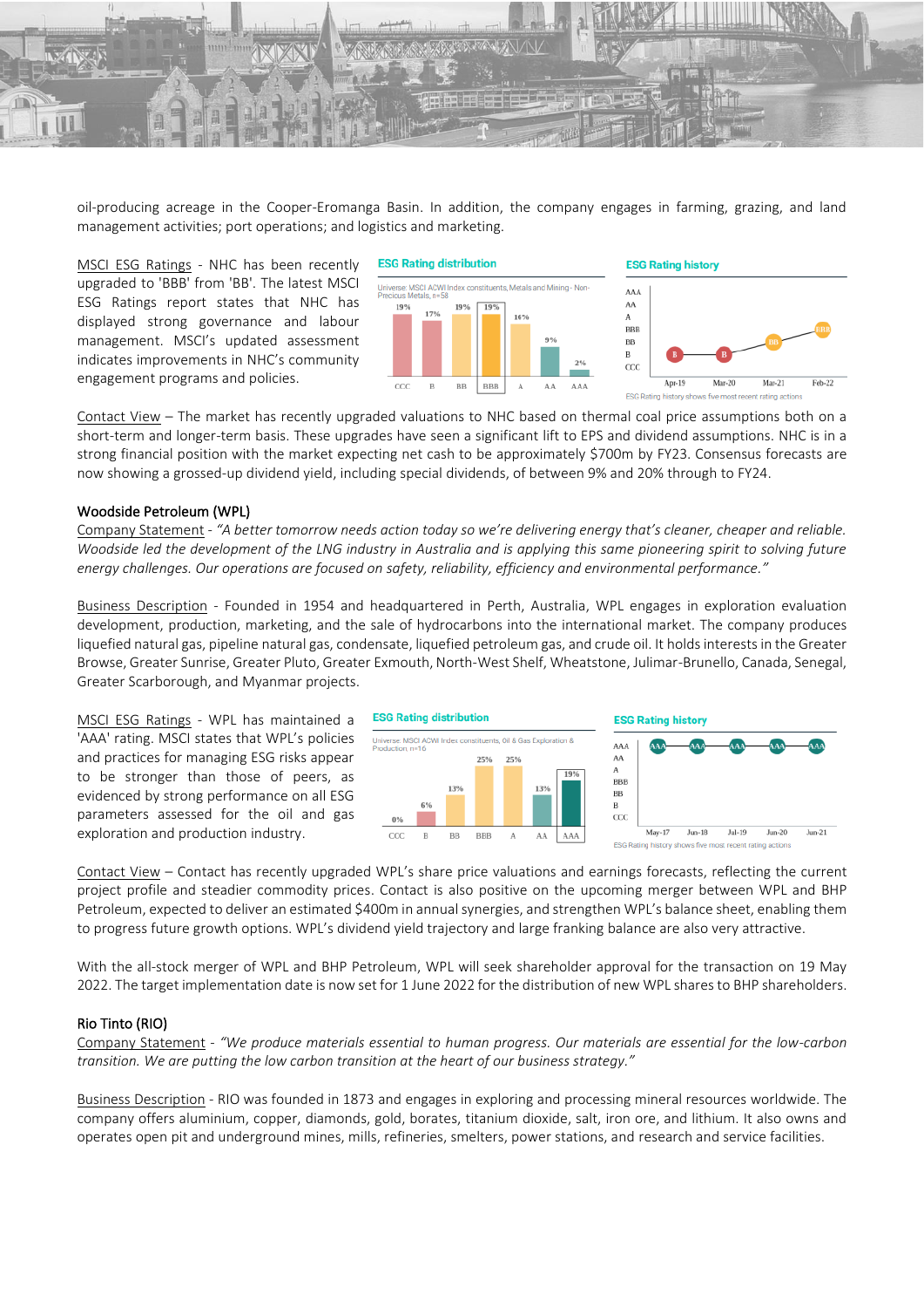oil-producing acreage in the Cooper-Eromanga Basin. In addition, the company engages in farming, grazing, and land management activities; port operations; and logistics and marketing.

MSCI ESG Ratings - NHC has been recently upgraded to 'BBB' from 'BB'. The latest MSCI ESG Ratings report states that NHC has displayed strong governance and labour management. MSCI's updated assessment indicates improvements in NHC's community engagement programs and policies.

**ESG Rating distribution**

Universe: MSCI ACWI Index constituents, Metals and Mining - Non-Precious Metals, n=58

| CCC | B | BB | BBB | A | AA | AAA |
|---|---|---|---|---|---|---|
| 19% | 17% | 19% | 19% | 16% | 9% | 2% |

**ESG Rating history**

| Apr-19 | Mar-20 | Mar-21 | Feb-22 |
|---|---|---|---|
| B | B | BB | BBB |

ESG Rating history shows five most recent rating actions

Contact View – The market has recently upgraded valuations to NHC based on thermal coal price assumptions both on a short-term and longer-term basis. These upgrades have seen a significant lift to EPS and dividend assumptions. NHC is in a strong financial position with the market expecting net cash to be approximately $700m by FY23. Consensus forecasts are now showing a grossed-up dividend yield, including special dividends, of between 9% and 20% through to FY24.

### Woodside Petroleum (WPL)

Company Statement - *"A better tomorrow needs action today so we're delivering energy that's cleaner, cheaper and reliable. Woodside led the development of the LNG industry in Australia and is applying this same pioneering spirit to solving future energy challenges. Our operations are focused on safety, reliability, efficiency and environmental performance."*

Business Description - Founded in 1954 and headquartered in Perth, Australia, WPL engages in exploration evaluation development, production, marketing, and the sale of hydrocarbons into the international market. The company produces liquefied natural gas, pipeline natural gas, condensate, liquefied petroleum gas, and crude oil. It holds interests in the Greater Browse, Greater Sunrise, Greater Pluto, Greater Exmouth, North-West Shelf, Wheatstone, Julimar-Brunello, Canada, Senegal, Greater Scarborough, and Myanmar projects.

MSCI ESG Ratings - WPL has maintained a 'AAA' rating. MSCI states that WPL's policies and practices for managing ESG risks appear to be stronger than those of peers, as evidenced by strong performance on all ESG parameters assessed for the oil and gas exploration and production industry.

**ESG Rating distribution**

Universe: MSCI ACWI Index constituents, Oil & Gas Exploration & Production, n=16

| CCC | B | BB | BBB | A | AA | AAA |
|---|---|---|---|---|---|---|
| 0% | 6% | 13% | 25% | 25% | 13% | 19% |

**ESG Rating history**

| May-17 | Jun-18 | Jul-19 | Jun-20 | Jun-21 |
|---|---|---|---|---|
| AAA | AAA | AAA | AAA | AAA |

ESG Rating history shows five most recent rating actions

Contact View – Contact has recently upgraded WPL's share price valuations and earnings forecasts, reflecting the current project profile and steadier commodity prices. Contact is also positive on the upcoming merger between WPL and BHP Petroleum, expected to deliver an estimated $400m in annual synergies, and strengthen WPL's balance sheet, enabling them to progress future growth options. WPL's dividend yield trajectory and large franking balance are also very attractive.

With the all-stock merger of WPL and BHP Petroleum, WPL will seek shareholder approval for the transaction on 19 May 2022. The target implementation date is now set for 1 June 2022 for the distribution of new WPL shares to BHP shareholders.

### Rio Tinto (RIO)

Company Statement - *"We produce materials essential to human progress. Our materials are essential for the low-carbon transition. We are putting the low carbon transition at the heart of our business strategy."*

Business Description - RIO was founded in 1873 and engages in exploring and processing mineral resources worldwide. The company offers aluminium, copper, diamonds, gold, borates, titanium dioxide, salt, iron ore, and lithium. It also owns and operates open pit and underground mines, mills, refineries, smelters, power stations, and research and service facilities.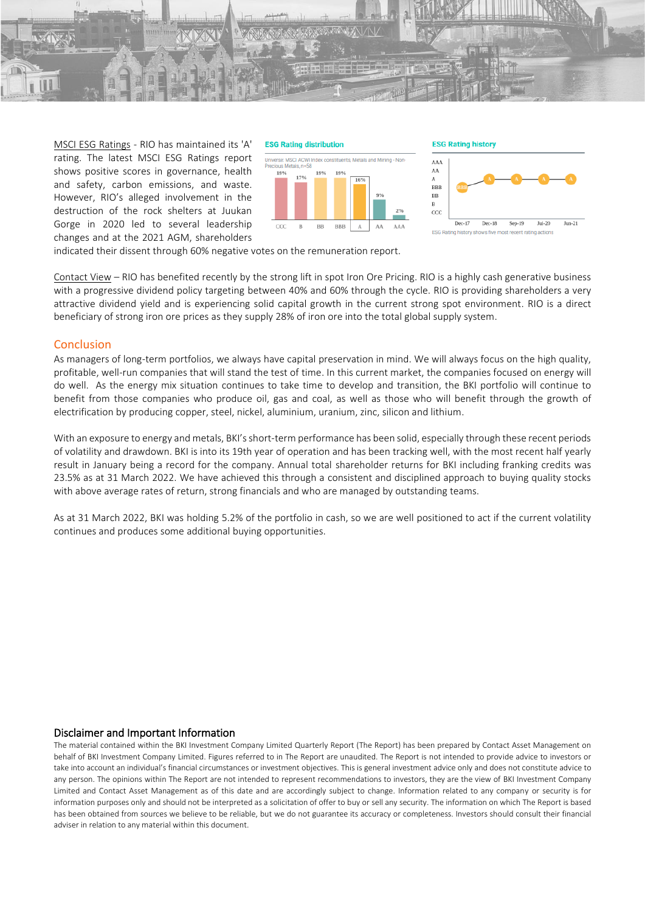MSCI ESG Ratings - RIO has maintained its 'A' rating. The latest MSCI ESG Ratings report shows positive scores in governance, health and safety, carbon emissions, and waste. However, RIO's alleged involvement in the destruction of the rock shelters at Juukan Gorge in 2020 led to several leadership changes and at the 2021 AGM, shareholders indicated their dissent through 60% negative votes on the remuneration report.

ESG Rating distribution

Universe: MSCI ACWI Index constituents, Metals and Mining - Non-Precious Metals, n=58

19%
17%
19%
19%
16%
9%
2%

CCC B BB BBB A AA AAA

ESG Rating history

AAA
AA
A
BBB
BB
B
CCC

BBB A A A A

Dec-17 Dec-18 Sep-19 Jul-20 Jun-21

ESG Rating history shows five most recent rating actions

Contact View – RIO has benefited recently by the strong lift in spot Iron Ore Pricing. RIO is a highly cash generative business with a progressive dividend policy targeting between 40% and 60% through the cycle. RIO is providing shareholders a very attractive dividend yield and is experiencing solid capital growth in the current strong spot environment. RIO is a direct beneficiary of strong iron ore prices as they supply 28% of iron ore into the total global supply system.

## Conclusion

As managers of long-term portfolios, we always have capital preservation in mind. We will always focus on the high quality, profitable, well-run companies that will stand the test of time. In this current market, the companies focused on energy will do well. As the energy mix situation continues to take time to develop and transition, the BKI portfolio will continue to benefit from those companies who produce oil, gas and coal, as well as those who will benefit through the growth of electrification by producing copper, steel, nickel, aluminium, uranium, zinc, silicon and lithium.

With an exposure to energy and metals, BKI's short-term performance has been solid, especially through these recent periods of volatility and drawdown. BKI is into its 19th year of operation and has been tracking well, with the most recent half yearly result in January being a record for the company. Annual total shareholder returns for BKI including franking credits was 23.5% as at 31 March 2022. We have achieved this through a consistent and disciplined approach to buying quality stocks with above average rates of return, strong financials and who are managed by outstanding teams.

As at 31 March 2022, BKI was holding 5.2% of the portfolio in cash, so we are well positioned to act if the current volatility continues and produces some additional buying opportunities.

### Disclaimer and Important Information

The material contained within the BKI Investment Company Limited Quarterly Report (The Report) has been prepared by Contact Asset Management on behalf of BKI Investment Company Limited. Figures referred to in The Report are unaudited. The Report is not intended to provide advice to investors or take into account an individual's financial circumstances or investment objectives. This is general investment advice only and does not constitute advice to any person. The opinions within The Report are not intended to represent recommendations to investors, they are the view of BKI Investment Company Limited and Contact Asset Management as of this date and are accordingly subject to change. Information related to any company or security is for information purposes only and should not be interpreted as a solicitation of offer to buy or sell any security. The information on which The Report is based has been obtained from sources we believe to be reliable, but we do not guarantee its accuracy or completeness. Investors should consult their financial adviser in relation to any material within this document.